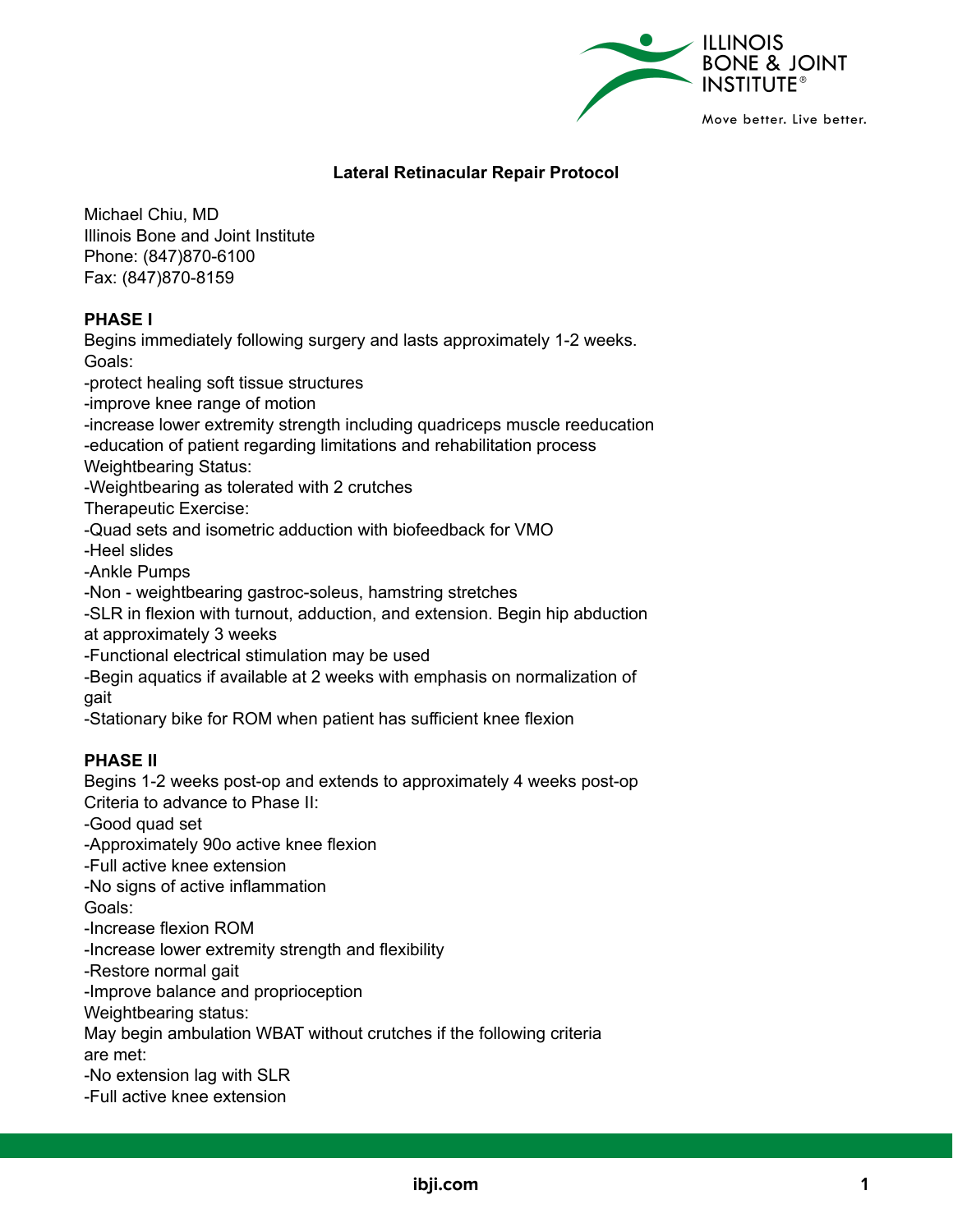**Lateral Retinacular Repair Protocol**

Michael Chiu, MD
Illinois Bone and Joint Institute
Phone: (847)870-6100
Fax: (847)870-8159

**PHASE I**

Begins immediately following surgery and lasts approximately 1-2 weeks.
Goals:
-protect healing soft tissue structures
-improve knee range of motion
-increase lower extremity strength including quadriceps muscle reeducation
-education of patient regarding limitations and rehabilitation process
Weightbearing Status:
-Weightbearing as tolerated with 2 crutches
Therapeutic Exercise:
-Quad sets and isometric adduction with biofeedback for VMO
-Heel slides
-Ankle Pumps
-Non - weightbearing gastroc-soleus, hamstring stretches
-SLR in flexion with turnout, adduction, and extension. Begin hip abduction at approximately 3 weeks
-Functional electrical stimulation may be used
-Begin aquatics if available at 2 weeks with emphasis on normalization of gait
-Stationary bike for ROM when patient has sufficient knee flexion

**PHASE II**

Begins 1-2 weeks post-op and extends to approximately 4 weeks post-op
Criteria to advance to Phase II:
-Good quad set
-Approximately 90o active knee flexion
-Full active knee extension
-No signs of active inflammation
Goals:
-Increase flexion ROM
-Increase lower extremity strength and flexibility
-Restore normal gait
-Improve balance and proprioception
Weightbearing status:
May begin ambulation WBAT without crutches if the following criteria are met:
-No extension lag with SLR
-Full active knee extension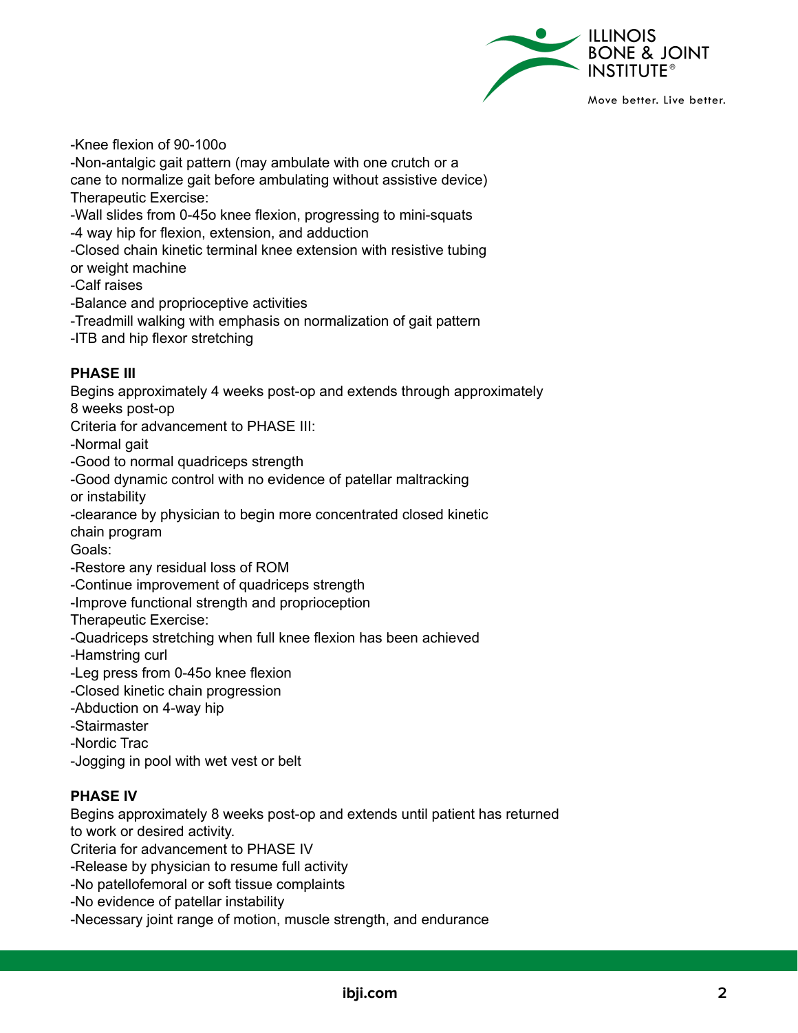-Knee flexion of 90-100o
-Non-antalgic gait pattern (may ambulate with one crutch or a cane to normalize gait before ambulating without assistive device)
Therapeutic Exercise:
-Wall slides from 0-45o knee flexion, progressing to mini-squats
-4 way hip for flexion, extension, and adduction
-Closed chain kinetic terminal knee extension with resistive tubing or weight machine
-Calf raises
-Balance and proprioceptive activities
-Treadmill walking with emphasis on normalization of gait pattern
-ITB and hip flexor stretching

**PHASE III**

Begins approximately 4 weeks post-op and extends through approximately 8 weeks post-op
Criteria for advancement to PHASE III:
-Normal gait
-Good to normal quadriceps strength
-Good dynamic control with no evidence of patellar maltracking or instability
-clearance by physician to begin more concentrated closed kinetic chain program
Goals:
-Restore any residual loss of ROM
-Continue improvement of quadriceps strength
-Improve functional strength and proprioception
Therapeutic Exercise:
-Quadriceps stretching when full knee flexion has been achieved
-Hamstring curl
-Leg press from 0-45o knee flexion
-Closed kinetic chain progression
-Abduction on 4-way hip
-Stairmaster
-Nordic Trac
-Jogging in pool with wet vest or belt

**PHASE IV**

Begins approximately 8 weeks post-op and extends until patient has returned to work or desired activity.
Criteria for advancement to PHASE IV
-Release by physician to resume full activity
-No patellofemoral or soft tissue complaints
-No evidence of patellar instability
-Necessary joint range of motion, muscle strength, and endurance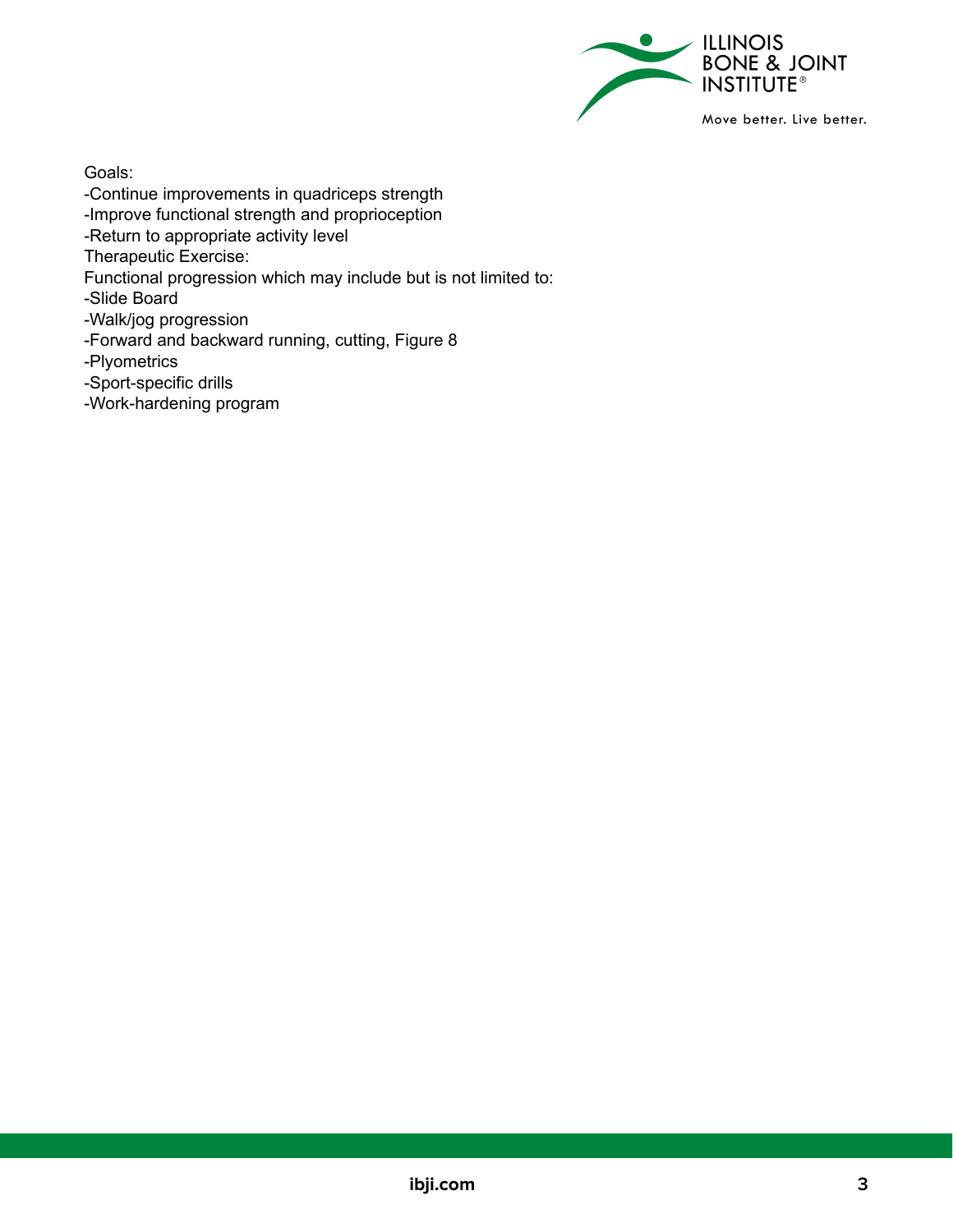Goals:

-Continue improvements in quadriceps strength
-Improve functional strength and proprioception
-Return to appropriate activity level

Therapeutic Exercise:

Functional progression which may include but is not limited to:

-Slide Board
-Walk/jog progression
-Forward and backward running, cutting, Figure 8
-Plyometrics
-Sport-specific drills
-Work-hardening program